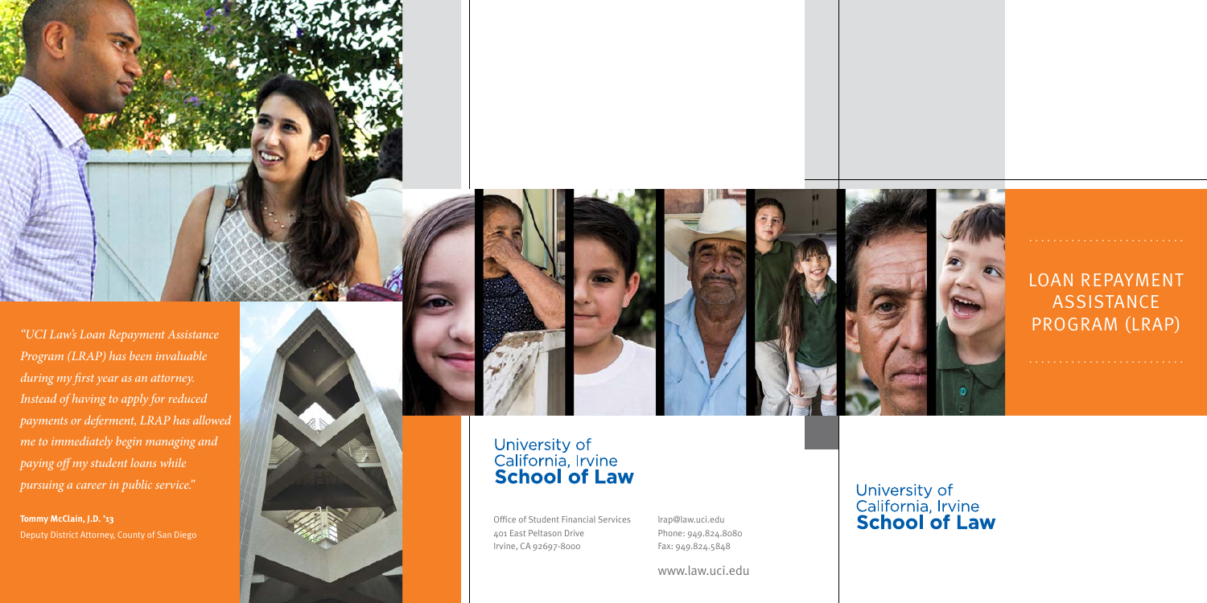*"UCI Law's Loan Repayment Assistance Program (LRAP) has been invaluable during my first year as an attorney. Instead of having to apply for reduced payments or deferment, LRAP has allowed me to immediately begin managing and paying off my student loans while pursuing a career in public service."*

**Tommy McClain, J.D. '13**
Deputy District Attorney, County of San Diego

University of California, Irvine
**School of Law**

Office of Student Financial Services
401 East Peltason Drive
Irvine, CA 92697-8000

lrap@law.uci.edu
Phone: 949.824.8080
Fax: 949.824.5848

www.law.uci.edu

# LOAN REPAYMENT ASSISTANCE PROGRAM (LRAP)

University of California, Irvine
**School of Law**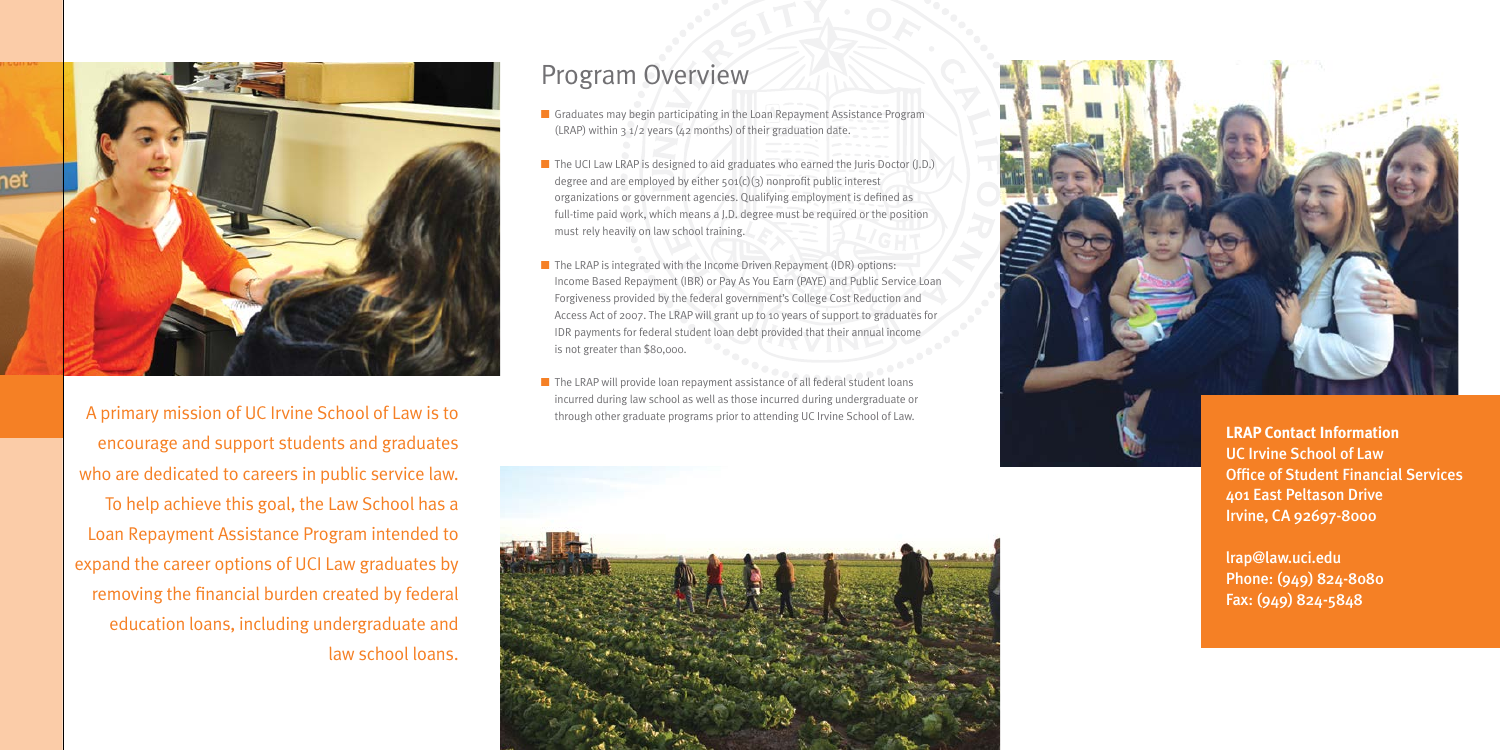A primary mission of UC Irvine School of Law is to encourage and support students and graduates who are dedicated to careers in public service law. To help achieve this goal, the Law School has a Loan Repayment Assistance Program intended to expand the career options of UCI Law graduates by removing the financial burden created by federal education loans, including undergraduate and law school loans.

## Program Overview

- Graduates may begin participating in the Loan Repayment Assistance Program (LRAP) within 3 1/2 years (42 months) of their graduation date.
- The UCI Law LRAP is designed to aid graduates who earned the Juris Doctor (J.D.) degree and are employed by either 501(c)(3) nonprofit public interest organizations or government agencies. Qualifying employment is defined as full-time paid work, which means a J.D. degree must be required or the position must rely heavily on law school training.
- The LRAP is integrated with the Income Driven Repayment (IDR) options: Income Based Repayment (IBR) or Pay As You Earn (PAYE) and Public Service Loan Forgiveness provided by the federal government's College Cost Reduction and Access Act of 2007. The LRAP will grant up to 10 years of support to graduates for IDR payments for federal student loan debt provided that their annual income is not greater than $80,000.
- The LRAP will provide loan repayment assistance of all federal student loans incurred during law school as well as those incurred during undergraduate or through other graduate programs prior to attending UC Irvine School of Law.

**LRAP Contact Information**
UC Irvine School of Law
Office of Student Financial Services
401 East Peltason Drive
Irvine, CA 92697-8000

lrap@law.uci.edu
Phone: (949) 824-8080
Fax: (949) 824-5848